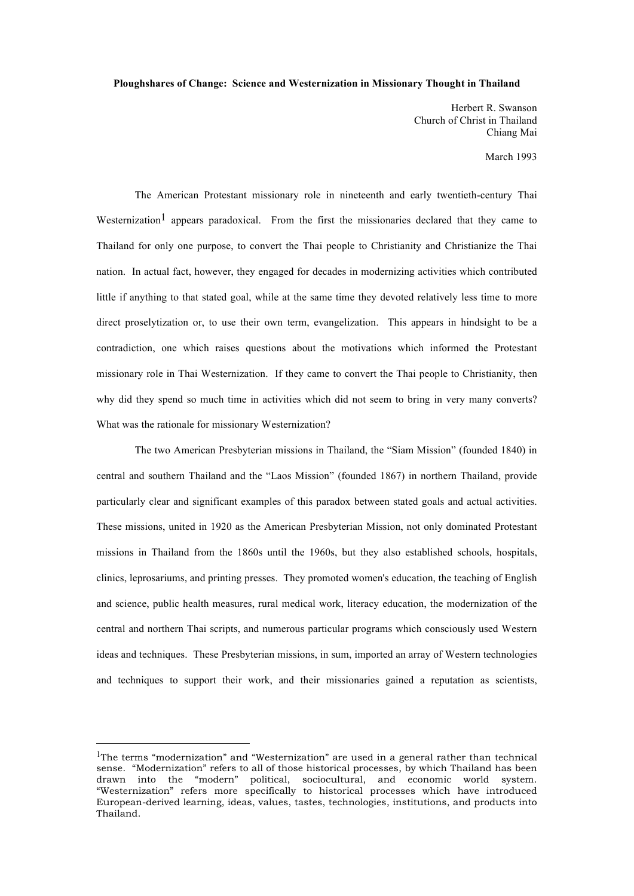**Ploughshares of Change: Science and Westernization in Missionary Thought in Thailand**

Herbert R. Swanson
Church of Christ in Thailand
Chiang Mai

March 1993

The American Protestant missionary role in nineteenth and early twentieth-century Thai Westernization[1] appears paradoxical. From the first the missionaries declared that they came to Thailand for only one purpose, to convert the Thai people to Christianity and Christianize the Thai nation. In actual fact, however, they engaged for decades in modernizing activities which contributed little if anything to that stated goal, while at the same time they devoted relatively less time to more direct proselytization or, to use their own term, evangelization. This appears in hindsight to be a contradiction, one which raises questions about the motivations which informed the Protestant missionary role in Thai Westernization. If they came to convert the Thai people to Christianity, then why did they spend so much time in activities which did not seem to bring in very many converts? What was the rationale for missionary Westernization?

The two American Presbyterian missions in Thailand, the "Siam Mission" (founded 1840) in central and southern Thailand and the "Laos Mission" (founded 1867) in northern Thailand, provide particularly clear and significant examples of this paradox between stated goals and actual activities. These missions, united in 1920 as the American Presbyterian Mission, not only dominated Protestant missions in Thailand from the 1860s until the 1960s, but they also established schools, hospitals, clinics, leprosariums, and printing presses. They promoted women's education, the teaching of English and science, public health measures, rural medical work, literacy education, the modernization of the central and northern Thai scripts, and numerous particular programs which consciously used Western ideas and techniques. These Presbyterian missions, in sum, imported an array of Western technologies and techniques to support their work, and their missionaries gained a reputation as scientists,

---

[1]The terms "modernization" and "Westernization" are used in a general rather than technical sense. "Modernization" refers to all of those historical processes, by which Thailand has been drawn into the "modern" political, sociocultural, and economic world system. "Westernization" refers more specifically to historical processes which have introduced European-derived learning, ideas, values, tastes, technologies, institutions, and products into Thailand.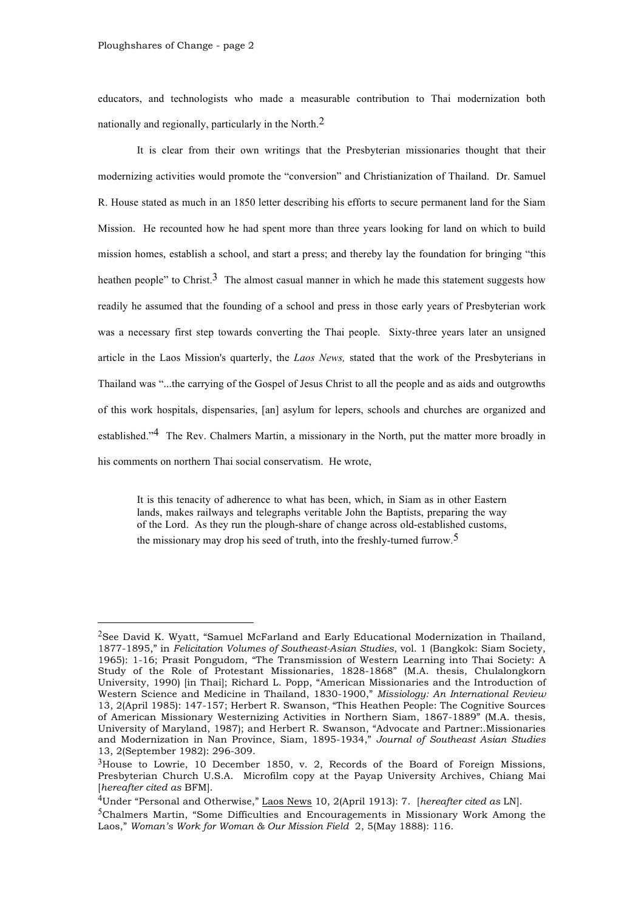educators, and technologists who made a measurable contribution to Thai modernization both nationally and regionally, particularly in the North.[2]

It is clear from their own writings that the Presbyterian missionaries thought that their modernizing activities would promote the "conversion" and Christianization of Thailand. Dr. Samuel R. House stated as much in an 1850 letter describing his efforts to secure permanent land for the Siam Mission. He recounted how he had spent more than three years looking for land on which to build mission homes, establish a school, and start a press; and thereby lay the foundation for bringing "this heathen people" to Christ.[3] The almost casual manner in which he made this statement suggests how readily he assumed that the founding of a school and press in those early years of Presbyterian work was a necessary first step towards converting the Thai people. Sixty-three years later an unsigned article in the Laos Mission's quarterly, the *Laos News,* stated that the work of the Presbyterians in Thailand was "...the carrying of the Gospel of Jesus Christ to all the people and as aids and outgrowths of this work hospitals, dispensaries, [an] asylum for lepers, schools and churches are organized and established."[4] The Rev. Chalmers Martin, a missionary in the North, put the matter more broadly in his comments on northern Thai social conservatism. He wrote,

> It is this tenacity of adherence to what has been, which, in Siam as in other Eastern lands, makes railways and telegraphs veritable John the Baptists, preparing the way of the Lord. As they run the plough-share of change across old-established customs, the missionary may drop his seed of truth, into the freshly-turned furrow.[5]

---

[2]See David K. Wyatt, "Samuel McFarland and Early Educational Modernization in Thailand, 1877-1895," in *Felicitation Volumes of Southeast-Asian Studies*, vol. 1 (Bangkok: Siam Society, 1965): 1-16; Prasit Pongudom, "The Transmission of Western Learning into Thai Society: A Study of the Role of Protestant Missionaries, 1828-1868" (M.A. thesis, Chulalongkorn University, 1990) [in Thai]; Richard L. Popp, "American Missionaries and the Introduction of Western Science and Medicine in Thailand, 1830-1900," *Missiology: An International Review* 13, 2(April 1985): 147-157; Herbert R. Swanson, "This Heathen People: The Cognitive Sources of American Missionary Westernizing Activities in Northern Siam, 1867-1889" (M.A. thesis, University of Maryland, 1987); and Herbert R. Swanson, "Advocate and Partner:.Missionaries and Modernization in Nan Province, Siam, 1895-1934," *Journal of Southeast Asian Studies* 13, 2(September 1982): 296-309.

[3]House to Lowrie, 10 December 1850, v. 2, Records of the Board of Foreign Missions, Presbyterian Church U.S.A. Microfilm copy at the Payap University Archives, Chiang Mai [*hereafter cited as* BFM].

[4]Under "Personal and Otherwise," Laos News 10, 2(April 1913): 7. [*hereafter cited as* LN].

[5]Chalmers Martin, "Some Difficulties and Encouragements in Missionary Work Among the Laos," *Woman's Work for Woman & Our Mission Field* 2, 5(May 1888): 116.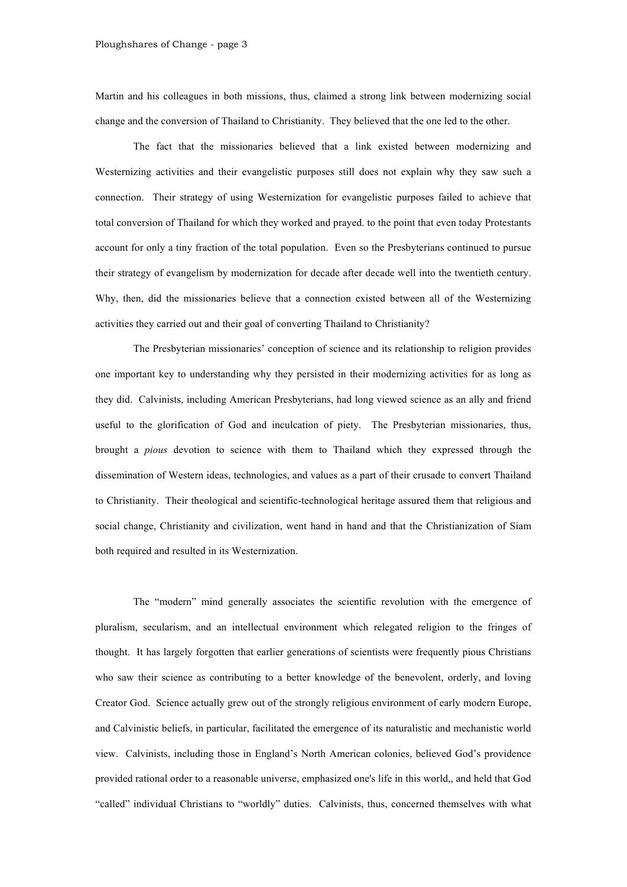Martin and his colleagues in both missions, thus, claimed a strong link between modernizing social change and the conversion of Thailand to Christianity. They believed that the one led to the other.

The fact that the missionaries believed that a link existed between modernizing and Westernizing activities and their evangelistic purposes still does not explain why they saw such a connection. Their strategy of using Westernization for evangelistic purposes failed to achieve that total conversion of Thailand for which they worked and prayed. to the point that even today Protestants account for only a tiny fraction of the total population. Even so the Presbyterians continued to pursue their strategy of evangelism by modernization for decade after decade well into the twentieth century. Why, then, did the missionaries believe that a connection existed between all of the Westernizing activities they carried out and their goal of converting Thailand to Christianity?

The Presbyterian missionaries' conception of science and its relationship to religion provides one important key to understanding why they persisted in their modernizing activities for as long as they did. Calvinists, including American Presbyterians, had long viewed science as an ally and friend useful to the glorification of God and inculcation of piety. The Presbyterian missionaries, thus, brought a *pious* devotion to science with them to Thailand which they expressed through the dissemination of Western ideas, technologies, and values as a part of their crusade to convert Thailand to Christianity. Their theological and scientific-technological heritage assured them that religious and social change, Christianity and civilization, went hand in hand and that the Christianization of Siam both required and resulted in its Westernization.

The "modern" mind generally associates the scientific revolution with the emergence of pluralism, secularism, and an intellectual environment which relegated religion to the fringes of thought. It has largely forgotten that earlier generations of scientists were frequently pious Christians who saw their science as contributing to a better knowledge of the benevolent, orderly, and loving Creator God. Science actually grew out of the strongly religious environment of early modern Europe, and Calvinistic beliefs, in particular, facilitated the emergence of its naturalistic and mechanistic world view. Calvinists, including those in England's North American colonies, believed God's providence provided rational order to a reasonable universe, emphasized one's life in this world,, and held that God "called" individual Christians to "worldly" duties. Calvinists, thus, concerned themselves with what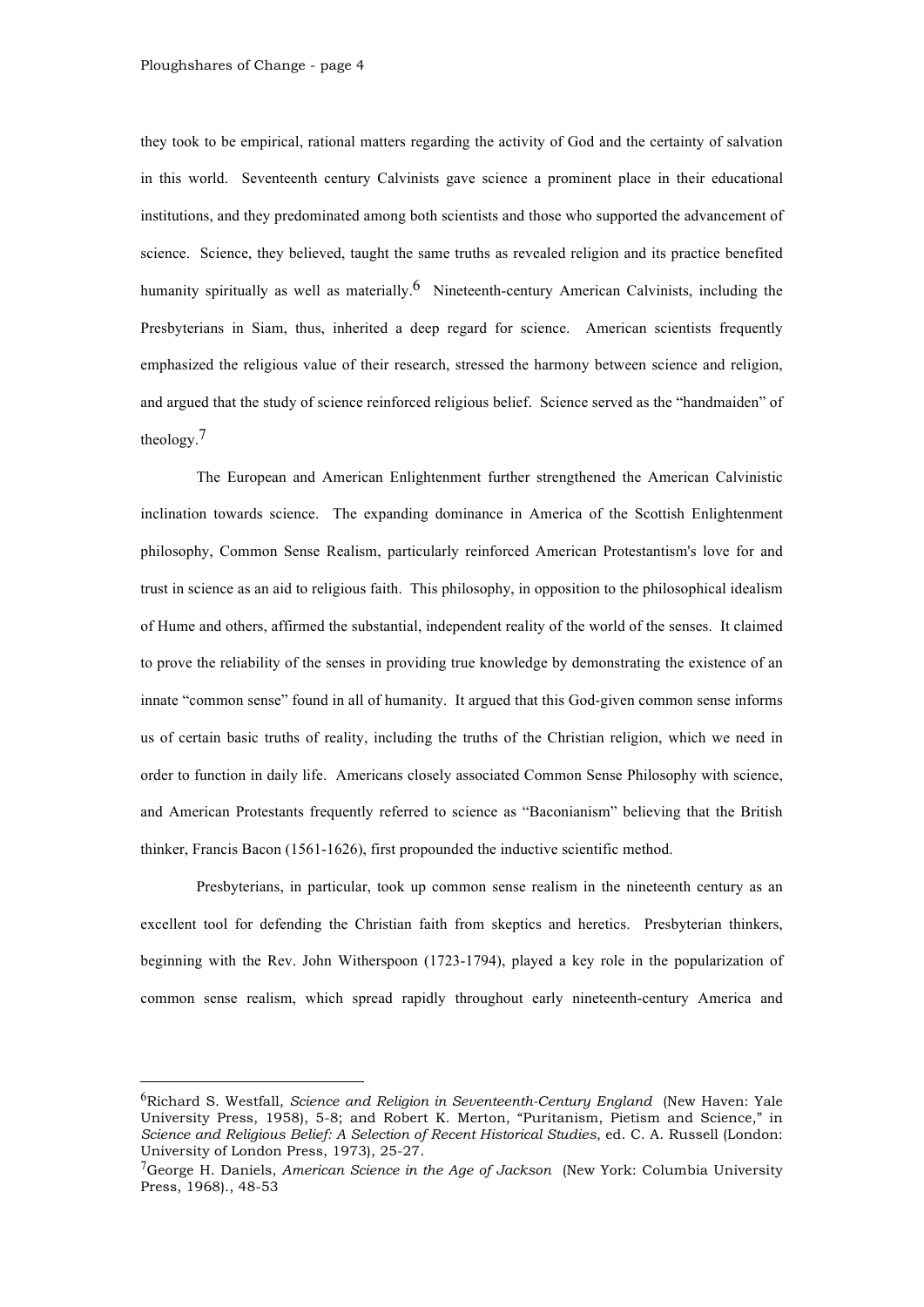they took to be empirical, rational matters regarding the activity of God and the certainty of salvation in this world. Seventeenth century Calvinists gave science a prominent place in their educational institutions, and they predominated among both scientists and those who supported the advancement of science. Science, they believed, taught the same truths as revealed religion and its practice benefited humanity spiritually as well as materially.[6] Nineteenth-century American Calvinists, including the Presbyterians in Siam, thus, inherited a deep regard for science. American scientists frequently emphasized the religious value of their research, stressed the harmony between science and religion, and argued that the study of science reinforced religious belief. Science served as the "handmaiden" of theology.[7]

The European and American Enlightenment further strengthened the American Calvinistic inclination towards science. The expanding dominance in America of the Scottish Enlightenment philosophy, Common Sense Realism, particularly reinforced American Protestantism's love for and trust in science as an aid to religious faith. This philosophy, in opposition to the philosophical idealism of Hume and others, affirmed the substantial, independent reality of the world of the senses. It claimed to prove the reliability of the senses in providing true knowledge by demonstrating the existence of an innate "common sense" found in all of humanity. It argued that this God-given common sense informs us of certain basic truths of reality, including the truths of the Christian religion, which we need in order to function in daily life. Americans closely associated Common Sense Philosophy with science, and American Protestants frequently referred to science as "Baconianism" believing that the British thinker, Francis Bacon (1561-1626), first propounded the inductive scientific method.

Presbyterians, in particular, took up common sense realism in the nineteenth century as an excellent tool for defending the Christian faith from skeptics and heretics. Presbyterian thinkers, beginning with the Rev. John Witherspoon (1723-1794), played a key role in the popularization of common sense realism, which spread rapidly throughout early nineteenth-century America and

---

[6] Richard S. Westfall, *Science and Religion in Seventeenth-Century England* (New Haven: Yale University Press, 1958), 5-8; and Robert K. Merton, "Puritanism, Pietism and Science," in *Science and Religious Belief: A Selection of Recent Historical Studies*, ed. C. A. Russell (London: University of London Press, 1973), 25-27.

[7] George H. Daniels, *American Science in the Age of Jackson* (New York: Columbia University Press, 1968)., 48-53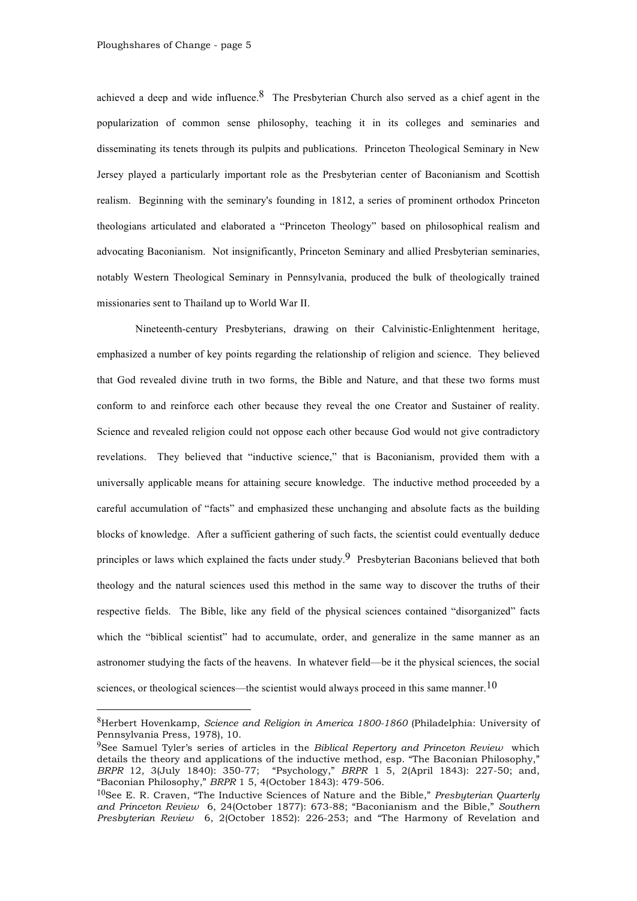achieved a deep and wide influence.[8] The Presbyterian Church also served as a chief agent in the popularization of common sense philosophy, teaching it in its colleges and seminaries and disseminating its tenets through its pulpits and publications. Princeton Theological Seminary in New Jersey played a particularly important role as the Presbyterian center of Baconianism and Scottish realism. Beginning with the seminary's founding in 1812, a series of prominent orthodox Princeton theologians articulated and elaborated a "Princeton Theology" based on philosophical realism and advocating Baconianism. Not insignificantly, Princeton Seminary and allied Presbyterian seminaries, notably Western Theological Seminary in Pennsylvania, produced the bulk of theologically trained missionaries sent to Thailand up to World War II.

Nineteenth-century Presbyterians, drawing on their Calvinistic-Enlightenment heritage, emphasized a number of key points regarding the relationship of religion and science. They believed that God revealed divine truth in two forms, the Bible and Nature, and that these two forms must conform to and reinforce each other because they reveal the one Creator and Sustainer of reality. Science and revealed religion could not oppose each other because God would not give contradictory revelations. They believed that "inductive science," that is Baconianism, provided them with a universally applicable means for attaining secure knowledge. The inductive method proceeded by a careful accumulation of "facts" and emphasized these unchanging and absolute facts as the building blocks of knowledge. After a sufficient gathering of such facts, the scientist could eventually deduce principles or laws which explained the facts under study.[9] Presbyterian Baconians believed that both theology and the natural sciences used this method in the same way to discover the truths of their respective fields. The Bible, like any field of the physical sciences contained "disorganized" facts which the "biblical scientist" had to accumulate, order, and generalize in the same manner as an astronomer studying the facts of the heavens. In whatever field—be it the physical sciences, the social sciences, or theological sciences—the scientist would always proceed in this same manner.[10]

---

[8]Herbert Hovenkamp, *Science and Religion in America 1800-1860* (Philadelphia: University of Pennsylvania Press, 1978), 10.

[9]See Samuel Tyler's series of articles in the *Biblical Repertory and Princeton Review* which details the theory and applications of the inductive method, esp. "The Baconian Philosophy," *BRPR* 12, 3(July 1840): 350-77; "Psychology," *BRPR* 1 5, 2(April 1843): 227-50; and, "Baconian Philosophy," *BRPR* 1 5, 4(October 1843): 479-506.

[10]See E. R. Craven, "The Inductive Sciences of Nature and the Bible," *Presbyterian Quarterly and Princeton Review* 6, 24(October 1877): 673-88; "Baconianism and the Bible," *Southern Presbyterian Review* 6, 2(October 1852): 226-253; and "The Harmony of Revelation and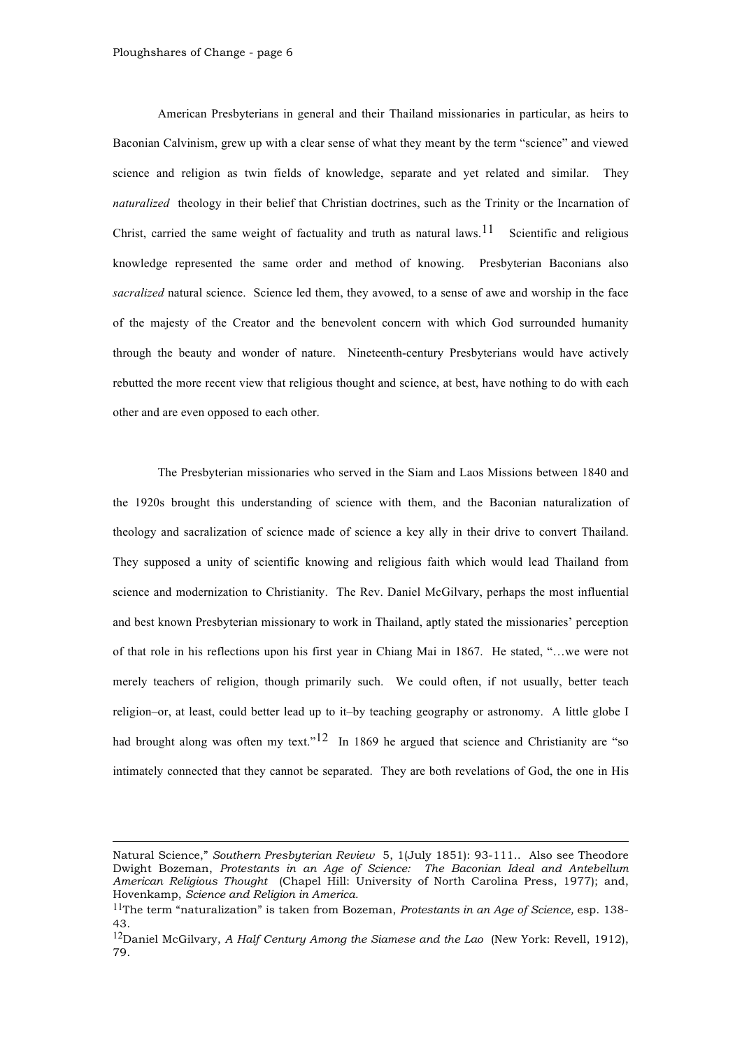American Presbyterians in general and their Thailand missionaries in particular, as heirs to Baconian Calvinism, grew up with a clear sense of what they meant by the term "science" and viewed science and religion as twin fields of knowledge, separate and yet related and similar. They *naturalized* theology in their belief that Christian doctrines, such as the Trinity or the Incarnation of Christ, carried the same weight of factuality and truth as natural laws.[11] Scientific and religious knowledge represented the same order and method of knowing. Presbyterian Baconians also *sacralized* natural science. Science led them, they avowed, to a sense of awe and worship in the face of the majesty of the Creator and the benevolent concern with which God surrounded humanity through the beauty and wonder of nature. Nineteenth-century Presbyterians would have actively rebutted the more recent view that religious thought and science, at best, have nothing to do with each other and are even opposed to each other.

The Presbyterian missionaries who served in the Siam and Laos Missions between 1840 and the 1920s brought this understanding of science with them, and the Baconian naturalization of theology and sacralization of science made of science a key ally in their drive to convert Thailand. They supposed a unity of scientific knowing and religious faith which would lead Thailand from science and modernization to Christianity. The Rev. Daniel McGilvary, perhaps the most influential and best known Presbyterian missionary to work in Thailand, aptly stated the missionaries' perception of that role in his reflections upon his first year in Chiang Mai in 1867. He stated, "…we were not merely teachers of religion, though primarily such. We could often, if not usually, better teach religion–or, at least, could better lead up to it–by teaching geography or astronomy. A little globe I had brought along was often my text."[12] In 1869 he argued that science and Christianity are "so intimately connected that they cannot be separated. They are both revelations of God, the one in His

---

Natural Science," *Southern Presbyterian Review* 5, 1(July 1851): 93-111.. Also see Theodore Dwight Bozeman, *Protestants in an Age of Science: The Baconian Ideal and Antebellum American Religious Thought* (Chapel Hill: University of North Carolina Press, 1977); and, Hovenkamp, *Science and Religion in America.*

[11]The term "naturalization" is taken from Bozeman, *Protestants in an Age of Science,* esp. 138-43.

[12]Daniel McGilvary, *A Half Century Among the Siamese and the Lao* (New York: Revell, 1912), 79.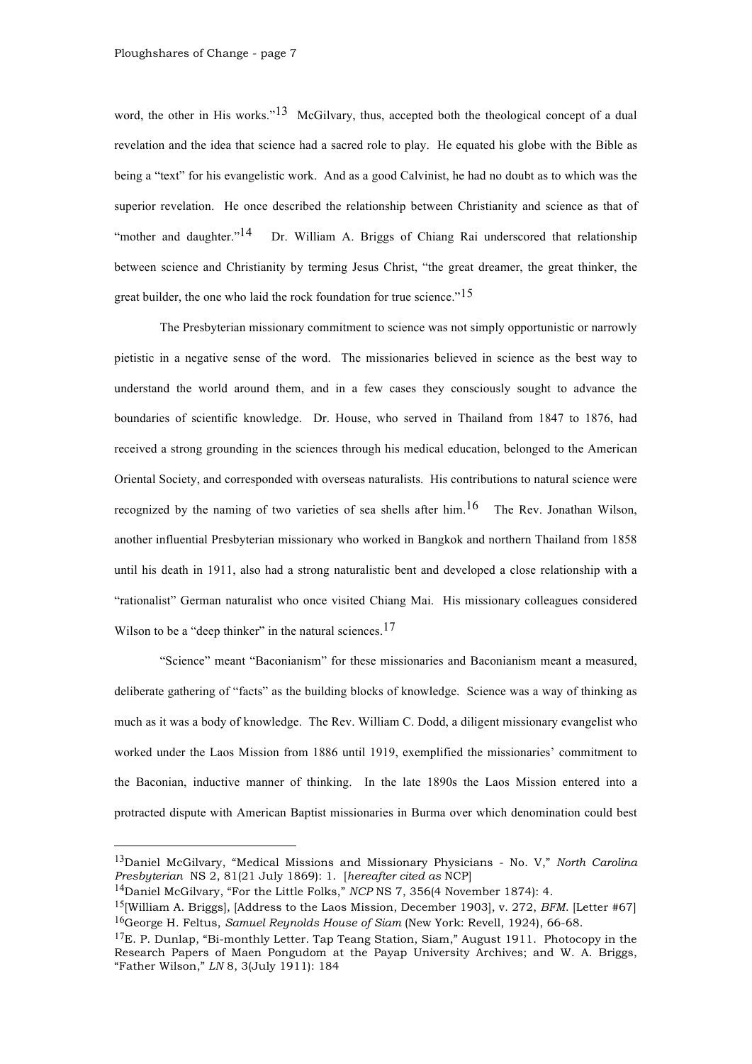word, the other in His works."[13] McGilvary, thus, accepted both the theological concept of a dual revelation and the idea that science had a sacred role to play. He equated his globe with the Bible as being a "text" for his evangelistic work. And as a good Calvinist, he had no doubt as to which was the superior revelation. He once described the relationship between Christianity and science as that of "mother and daughter."[14] Dr. William A. Briggs of Chiang Rai underscored that relationship between science and Christianity by terming Jesus Christ, "the great dreamer, the great thinker, the great builder, the one who laid the rock foundation for true science."[15]

The Presbyterian missionary commitment to science was not simply opportunistic or narrowly pietistic in a negative sense of the word. The missionaries believed in science as the best way to understand the world around them, and in a few cases they consciously sought to advance the boundaries of scientific knowledge. Dr. House, who served in Thailand from 1847 to 1876, had received a strong grounding in the sciences through his medical education, belonged to the American Oriental Society, and corresponded with overseas naturalists. His contributions to natural science were recognized by the naming of two varieties of sea shells after him.[16] The Rev. Jonathan Wilson, another influential Presbyterian missionary who worked in Bangkok and northern Thailand from 1858 until his death in 1911, also had a strong naturalistic bent and developed a close relationship with a "rationalist" German naturalist who once visited Chiang Mai. His missionary colleagues considered Wilson to be a "deep thinker" in the natural sciences.[17]

"Science" meant "Baconianism" for these missionaries and Baconianism meant a measured, deliberate gathering of "facts" as the building blocks of knowledge. Science was a way of thinking as much as it was a body of knowledge. The Rev. William C. Dodd, a diligent missionary evangelist who worked under the Laos Mission from 1886 until 1919, exemplified the missionaries' commitment to the Baconian, inductive manner of thinking. In the late 1890s the Laos Mission entered into a protracted dispute with American Baptist missionaries in Burma over which denomination could best

---

[13]Daniel McGilvary, "Medical Missions and Missionary Physicians - No. V," *North Carolina Presbyterian* NS 2, 81(21 July 1869): 1. [*hereafter cited as* NCP]

[14]Daniel McGilvary, "For the Little Folks," *NCP* NS 7, 356(4 November 1874): 4.

[15][William A. Briggs], [Address to the Laos Mission, December 1903], v. 272, *BFM*. [Letter #67]

[16]George H. Feltus, *Samuel Reynolds House of Siam* (New York: Revell, 1924), 66-68.

[17]E. P. Dunlap, "Bi-monthly Letter. Tap Teang Station, Siam," August 1911. Photocopy in the Research Papers of Maen Pongudom at the Payap University Archives; and W. A. Briggs, "Father Wilson," *LN* 8, 3(July 1911): 184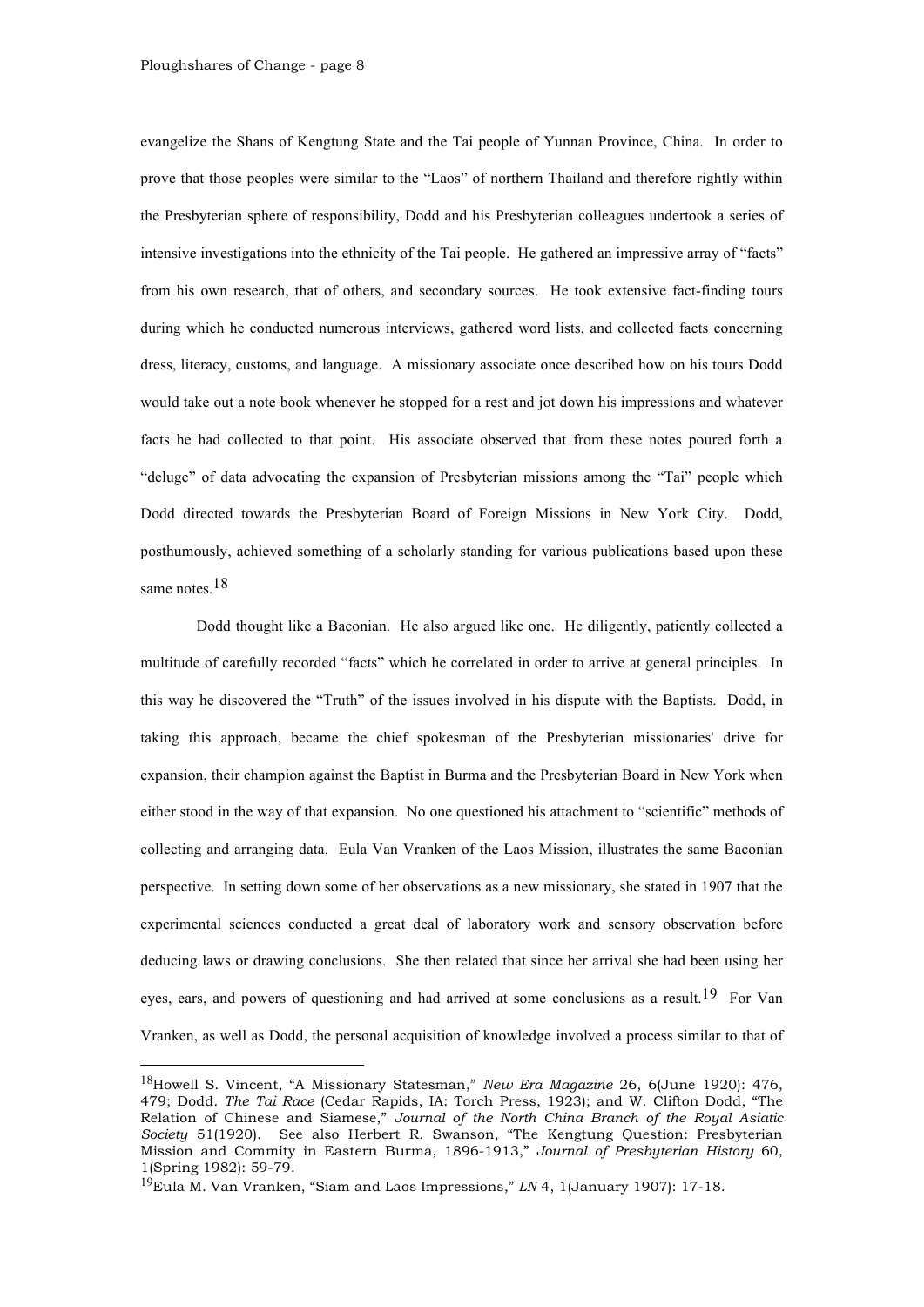evangelize the Shans of Kengtung State and the Tai people of Yunnan Province, China. In order to prove that those peoples were similar to the "Laos" of northern Thailand and therefore rightly within the Presbyterian sphere of responsibility, Dodd and his Presbyterian colleagues undertook a series of intensive investigations into the ethnicity of the Tai people. He gathered an impressive array of "facts" from his own research, that of others, and secondary sources. He took extensive fact-finding tours during which he conducted numerous interviews, gathered word lists, and collected facts concerning dress, literacy, customs, and language. A missionary associate once described how on his tours Dodd would take out a note book whenever he stopped for a rest and jot down his impressions and whatever facts he had collected to that point. His associate observed that from these notes poured forth a "deluge" of data advocating the expansion of Presbyterian missions among the "Tai" people which Dodd directed towards the Presbyterian Board of Foreign Missions in New York City. Dodd, posthumously, achieved something of a scholarly standing for various publications based upon these same notes.[18]

Dodd thought like a Baconian. He also argued like one. He diligently, patiently collected a multitude of carefully recorded "facts" which he correlated in order to arrive at general principles. In this way he discovered the "Truth" of the issues involved in his dispute with the Baptists. Dodd, in taking this approach, became the chief spokesman of the Presbyterian missionaries' drive for expansion, their champion against the Baptist in Burma and the Presbyterian Board in New York when either stood in the way of that expansion. No one questioned his attachment to "scientific" methods of collecting and arranging data. Eula Van Vranken of the Laos Mission, illustrates the same Baconian perspective. In setting down some of her observations as a new missionary, she stated in 1907 that the experimental sciences conducted a great deal of laboratory work and sensory observation before deducing laws or drawing conclusions. She then related that since her arrival she had been using her eyes, ears, and powers of questioning and had arrived at some conclusions as a result.[19] For Van Vranken, as well as Dodd, the personal acquisition of knowledge involved a process similar to that of

---

[18]Howell S. Vincent, "A Missionary Statesman," *New Era Magazine* 26, 6(June 1920): 476, 479; Dodd. *The Tai Race* (Cedar Rapids, IA: Torch Press, 1923); and W. Clifton Dodd, "The Relation of Chinese and Siamese," *Journal of the North China Branch of the Royal Asiatic Society* 51(1920). See also Herbert R. Swanson, "The Kengtung Question: Presbyterian Mission and Commity in Eastern Burma, 1896-1913," *Journal of Presbyterian History* 60, 1(Spring 1982): 59-79.

[19]Eula M. Van Vranken, "Siam and Laos Impressions," *LN* 4, 1(January 1907): 17-18.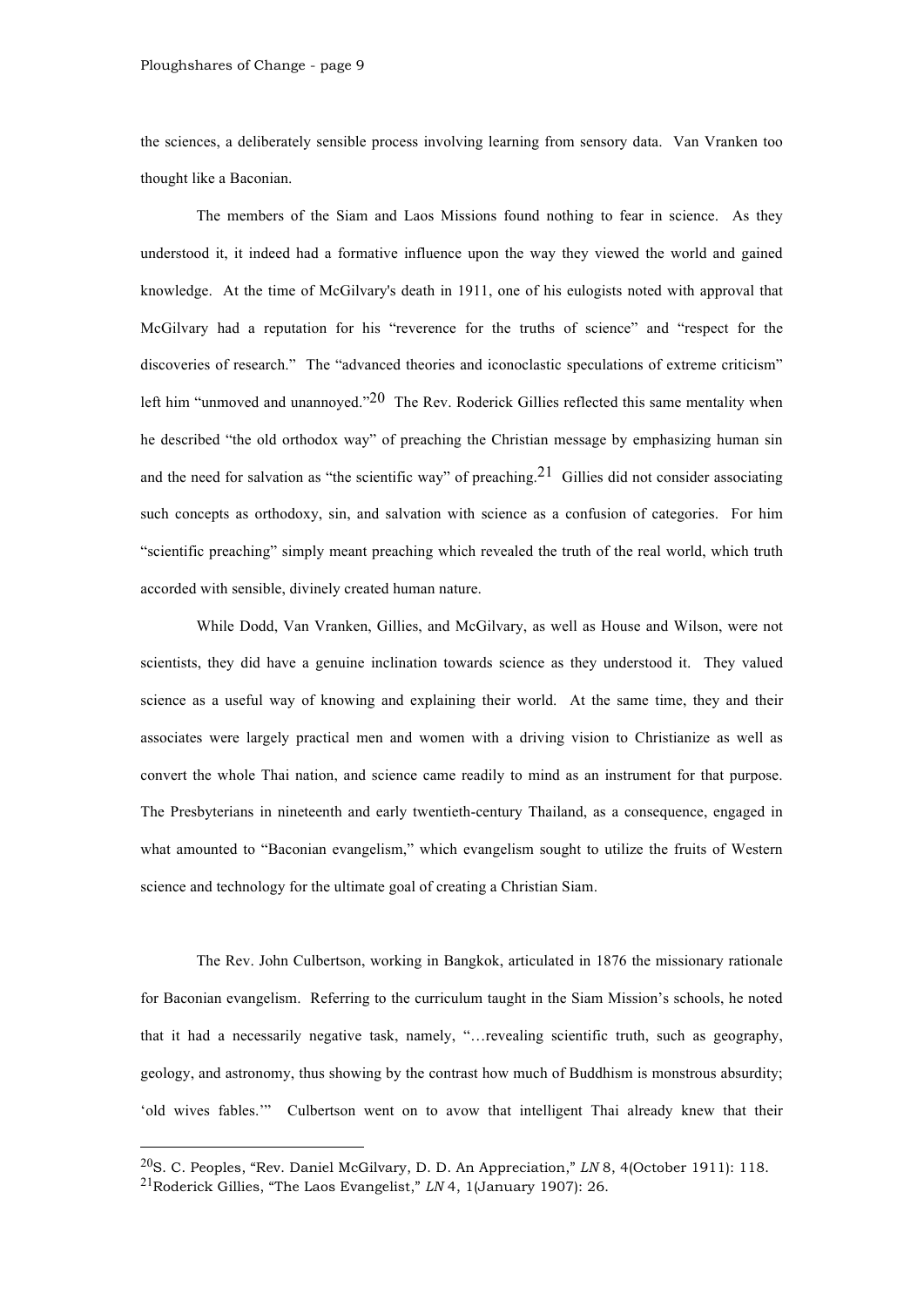the sciences, a deliberately sensible process involving learning from sensory data. Van Vranken too thought like a Baconian.

The members of the Siam and Laos Missions found nothing to fear in science. As they understood it, it indeed had a formative influence upon the way they viewed the world and gained knowledge. At the time of McGilvary's death in 1911, one of his eulogists noted with approval that McGilvary had a reputation for his "reverence for the truths of science" and "respect for the discoveries of research." The "advanced theories and iconoclastic speculations of extreme criticism" left him "unmoved and unannoyed."[20] The Rev. Roderick Gillies reflected this same mentality when he described "the old orthodox way" of preaching the Christian message by emphasizing human sin and the need for salvation as "the scientific way" of preaching.[21] Gillies did not consider associating such concepts as orthodoxy, sin, and salvation with science as a confusion of categories. For him "scientific preaching" simply meant preaching which revealed the truth of the real world, which truth accorded with sensible, divinely created human nature.

While Dodd, Van Vranken, Gillies, and McGilvary, as well as House and Wilson, were not scientists, they did have a genuine inclination towards science as they understood it. They valued science as a useful way of knowing and explaining their world. At the same time, they and their associates were largely practical men and women with a driving vision to Christianize as well as convert the whole Thai nation, and science came readily to mind as an instrument for that purpose. The Presbyterians in nineteenth and early twentieth-century Thailand, as a consequence, engaged in what amounted to "Baconian evangelism," which evangelism sought to utilize the fruits of Western science and technology for the ultimate goal of creating a Christian Siam.

The Rev. John Culbertson, working in Bangkok, articulated in 1876 the missionary rationale for Baconian evangelism. Referring to the curriculum taught in the Siam Mission's schools, he noted that it had a necessarily negative task, namely, "…revealing scientific truth, such as geography, geology, and astronomy, thus showing by the contrast how much of Buddhism is monstrous absurdity; 'old wives fables.'" Culbertson went on to avow that intelligent Thai already knew that their

---

[20] S. C. Peoples, "Rev. Daniel McGilvary, D. D. An Appreciation," *LN* 8, 4(October 1911): 118.

[21] Roderick Gillies, "The Laos Evangelist," *LN* 4, 1(January 1907): 26.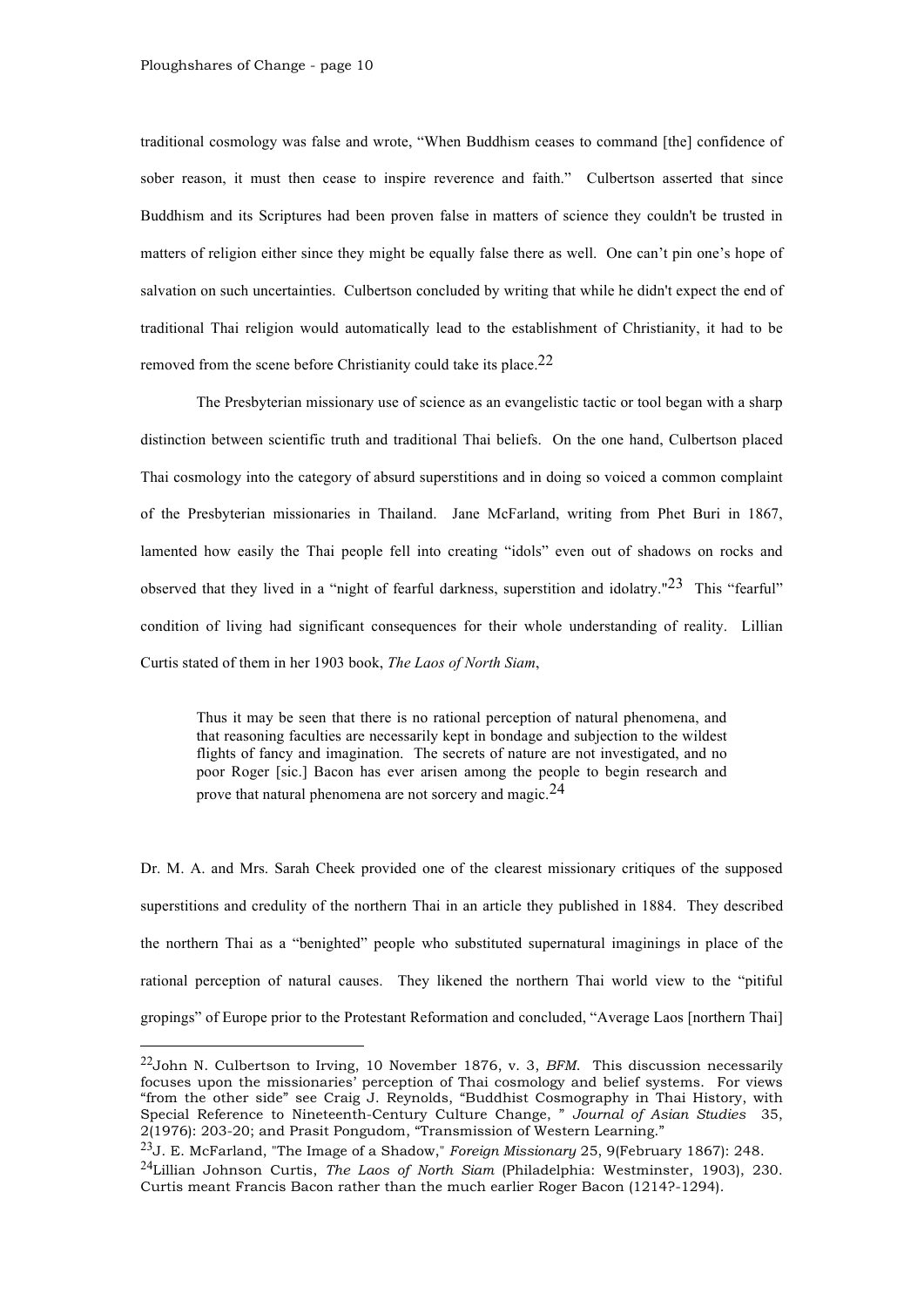traditional cosmology was false and wrote, "When Buddhism ceases to command [the] confidence of sober reason, it must then cease to inspire reverence and faith." Culbertson asserted that since Buddhism and its Scriptures had been proven false in matters of science they couldn't be trusted in matters of religion either since they might be equally false there as well. One can't pin one's hope of salvation on such uncertainties. Culbertson concluded by writing that while he didn't expect the end of traditional Thai religion would automatically lead to the establishment of Christianity, it had to be removed from the scene before Christianity could take its place.[22]

The Presbyterian missionary use of science as an evangelistic tactic or tool began with a sharp distinction between scientific truth and traditional Thai beliefs. On the one hand, Culbertson placed Thai cosmology into the category of absurd superstitions and in doing so voiced a common complaint of the Presbyterian missionaries in Thailand. Jane McFarland, writing from Phet Buri in 1867, lamented how easily the Thai people fell into creating "idols" even out of shadows on rocks and observed that they lived in a "night of fearful darkness, superstition and idolatry."[23] This "fearful" condition of living had significant consequences for their whole understanding of reality. Lillian Curtis stated of them in her 1903 book, *The Laos of North Siam*,

> Thus it may be seen that there is no rational perception of natural phenomena, and that reasoning faculties are necessarily kept in bondage and subjection to the wildest flights of fancy and imagination. The secrets of nature are not investigated, and no poor Roger [sic.] Bacon has ever arisen among the people to begin research and prove that natural phenomena are not sorcery and magic.[24]

Dr. M. A. and Mrs. Sarah Cheek provided one of the clearest missionary critiques of the supposed superstitions and credulity of the northern Thai in an article they published in 1884. They described the northern Thai as a "benighted" people who substituted supernatural imaginings in place of the rational perception of natural causes. They likened the northern Thai world view to the "pitiful gropings" of Europe prior to the Protestant Reformation and concluded, "Average Laos [northern Thai]

---

[22] John N. Culbertson to Irving, 10 November 1876, v. 3, *BFM*. This discussion necessarily focuses upon the missionaries' perception of Thai cosmology and belief systems. For views "from the other side" see Craig J. Reynolds, "Buddhist Cosmography in Thai History, with Special Reference to Nineteenth-Century Culture Change, " *Journal of Asian Studies* 35, 2(1976): 203-20; and Prasit Pongudom, "Transmission of Western Learning."

[23] J. E. McFarland, "The Image of a Shadow," *Foreign Missionary* 25, 9(February 1867): 248.

[24] Lillian Johnson Curtis, *The Laos of North Siam* (Philadelphia: Westminster, 1903), 230. Curtis meant Francis Bacon rather than the much earlier Roger Bacon (1214?-1294).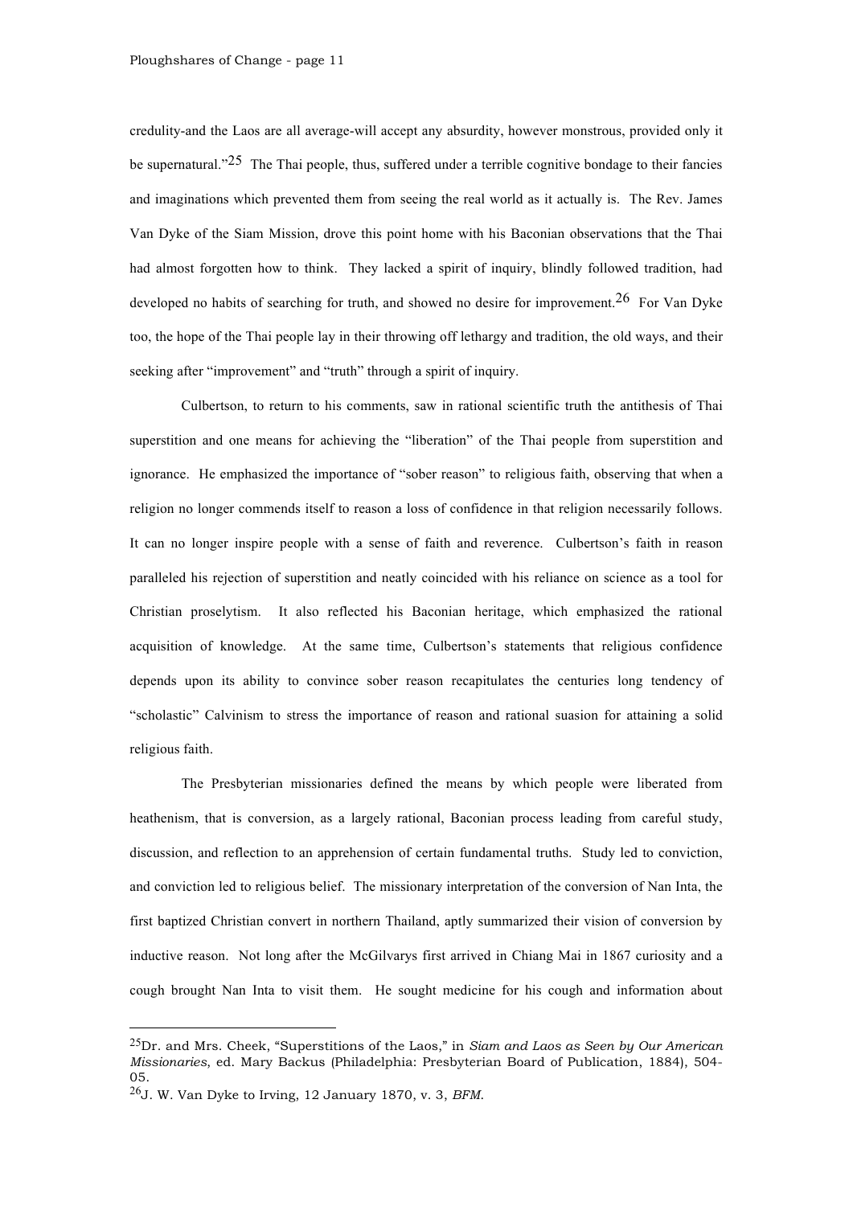credulity-and the Laos are all average-will accept any absurdity, however monstrous, provided only it be supernatural."[25] The Thai people, thus, suffered under a terrible cognitive bondage to their fancies and imaginations which prevented them from seeing the real world as it actually is. The Rev. James Van Dyke of the Siam Mission, drove this point home with his Baconian observations that the Thai had almost forgotten how to think. They lacked a spirit of inquiry, blindly followed tradition, had developed no habits of searching for truth, and showed no desire for improvement.[26] For Van Dyke too, the hope of the Thai people lay in their throwing off lethargy and tradition, the old ways, and their seeking after "improvement" and "truth" through a spirit of inquiry.

Culbertson, to return to his comments, saw in rational scientific truth the antithesis of Thai superstition and one means for achieving the "liberation" of the Thai people from superstition and ignorance. He emphasized the importance of "sober reason" to religious faith, observing that when a religion no longer commends itself to reason a loss of confidence in that religion necessarily follows. It can no longer inspire people with a sense of faith and reverence. Culbertson's faith in reason paralleled his rejection of superstition and neatly coincided with his reliance on science as a tool for Christian proselytism. It also reflected his Baconian heritage, which emphasized the rational acquisition of knowledge. At the same time, Culbertson's statements that religious confidence depends upon its ability to convince sober reason recapitulates the centuries long tendency of "scholastic" Calvinism to stress the importance of reason and rational suasion for attaining a solid religious faith.

The Presbyterian missionaries defined the means by which people were liberated from heathenism, that is conversion, as a largely rational, Baconian process leading from careful study, discussion, and reflection to an apprehension of certain fundamental truths. Study led to conviction, and conviction led to religious belief. The missionary interpretation of the conversion of Nan Inta, the first baptized Christian convert in northern Thailand, aptly summarized their vision of conversion by inductive reason. Not long after the McGilvarys first arrived in Chiang Mai in 1867 curiosity and a cough brought Nan Inta to visit them. He sought medicine for his cough and information about

---

[25] Dr. and Mrs. Cheek, "Superstitions of the Laos," in *Siam and Laos as Seen by Our American Missionaries*, ed. Mary Backus (Philadelphia: Presbyterian Board of Publication, 1884), 504-05.

[26] J. W. Van Dyke to Irving, 12 January 1870, v. 3, *BFM*.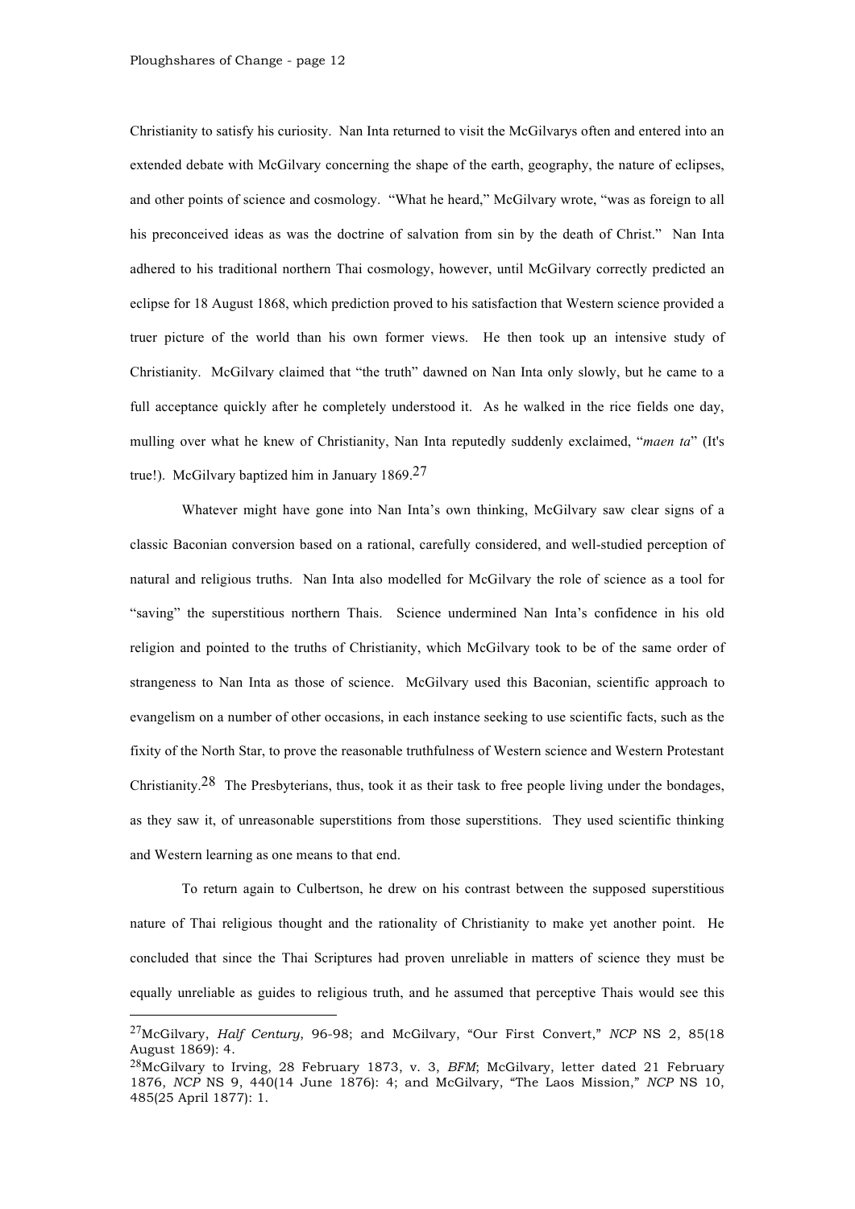Christianity to satisfy his curiosity. Nan Inta returned to visit the McGilvarys often and entered into an extended debate with McGilvary concerning the shape of the earth, geography, the nature of eclipses, and other points of science and cosmology. "What he heard," McGilvary wrote, "was as foreign to all his preconceived ideas as was the doctrine of salvation from sin by the death of Christ." Nan Inta adhered to his traditional northern Thai cosmology, however, until McGilvary correctly predicted an eclipse for 18 August 1868, which prediction proved to his satisfaction that Western science provided a truer picture of the world than his own former views. He then took up an intensive study of Christianity. McGilvary claimed that "the truth" dawned on Nan Inta only slowly, but he came to a full acceptance quickly after he completely understood it. As he walked in the rice fields one day, mulling over what he knew of Christianity, Nan Inta reputedly suddenly exclaimed, "*maen ta*" (It's true!). McGilvary baptized him in January 1869.[27]

Whatever might have gone into Nan Inta's own thinking, McGilvary saw clear signs of a classic Baconian conversion based on a rational, carefully considered, and well-studied perception of natural and religious truths. Nan Inta also modelled for McGilvary the role of science as a tool for "saving" the superstitious northern Thais. Science undermined Nan Inta's confidence in his old religion and pointed to the truths of Christianity, which McGilvary took to be of the same order of strangeness to Nan Inta as those of science. McGilvary used this Baconian, scientific approach to evangelism on a number of other occasions, in each instance seeking to use scientific facts, such as the fixity of the North Star, to prove the reasonable truthfulness of Western science and Western Protestant Christianity.[28] The Presbyterians, thus, took it as their task to free people living under the bondages, as they saw it, of unreasonable superstitions from those superstitions. They used scientific thinking and Western learning as one means to that end.

To return again to Culbertson, he drew on his contrast between the supposed superstitious nature of Thai religious thought and the rationality of Christianity to make yet another point. He concluded that since the Thai Scriptures had proven unreliable in matters of science they must be equally unreliable as guides to religious truth, and he assumed that perceptive Thais would see this

---

[27]McGilvary, *Half Century*, 96-98; and McGilvary, "Our First Convert," *NCP* NS 2, 85(18 August 1869): 4.

[28]McGilvary to Irving, 28 February 1873, v. 3, *BFM*; McGilvary, letter dated 21 February 1876, *NCP* NS 9, 440(14 June 1876): 4; and McGilvary, "The Laos Mission," *NCP* NS 10, 485(25 April 1877): 1.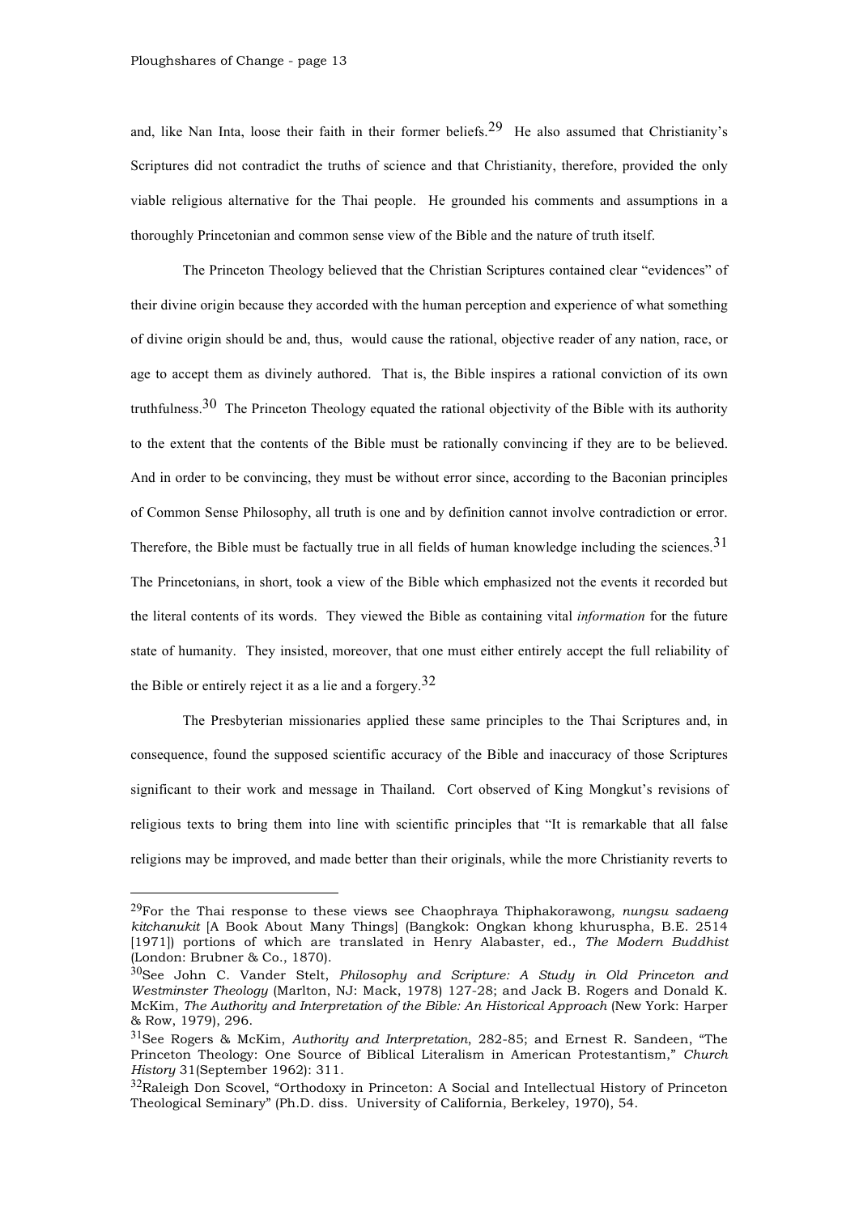and, like Nan Inta, loose their faith in their former beliefs.[29] He also assumed that Christianity's Scriptures did not contradict the truths of science and that Christianity, therefore, provided the only viable religious alternative for the Thai people. He grounded his comments and assumptions in a thoroughly Princetonian and common sense view of the Bible and the nature of truth itself.

The Princeton Theology believed that the Christian Scriptures contained clear "evidences" of their divine origin because they accorded with the human perception and experience of what something of divine origin should be and, thus, would cause the rational, objective reader of any nation, race, or age to accept them as divinely authored. That is, the Bible inspires a rational conviction of its own truthfulness.[30] The Princeton Theology equated the rational objectivity of the Bible with its authority to the extent that the contents of the Bible must be rationally convincing if they are to be believed. And in order to be convincing, they must be without error since, according to the Baconian principles of Common Sense Philosophy, all truth is one and by definition cannot involve contradiction or error. Therefore, the Bible must be factually true in all fields of human knowledge including the sciences.[31] The Princetonians, in short, took a view of the Bible which emphasized not the events it recorded but the literal contents of its words. They viewed the Bible as containing vital *information* for the future state of humanity. They insisted, moreover, that one must either entirely accept the full reliability of the Bible or entirely reject it as a lie and a forgery.[32]

The Presbyterian missionaries applied these same principles to the Thai Scriptures and, in consequence, found the supposed scientific accuracy of the Bible and inaccuracy of those Scriptures significant to their work and message in Thailand. Cort observed of King Mongkut's revisions of religious texts to bring them into line with scientific principles that "It is remarkable that all false religions may be improved, and made better than their originals, while the more Christianity reverts to

---

[29] For the Thai response to these views see Chaophraya Thiphakorawong, *nungsu sadaeng kitchanukit* [A Book About Many Things] (Bangkok: Ongkan khong khuruspha, B.E. 2514 [1971]) portions of which are translated in Henry Alabaster, ed., *The Modern Buddhist* (London: Brubner & Co., 1870).

[30] See John C. Vander Stelt, *Philosophy and Scripture: A Study in Old Princeton and Westminster Theology* (Marlton, NJ: Mack, 1978) 127-28; and Jack B. Rogers and Donald K. McKim, *The Authority and Interpretation of the Bible: An Historical Approach* (New York: Harper & Row, 1979), 296.

[31] See Rogers & McKim, *Authority and Interpretation*, 282-85; and Ernest R. Sandeen, "The Princeton Theology: One Source of Biblical Literalism in American Protestantism," *Church History* 31(September 1962): 311.

[32] Raleigh Don Scovel, "Orthodoxy in Princeton: A Social and Intellectual History of Princeton Theological Seminary" (Ph.D. diss. University of California, Berkeley, 1970), 54.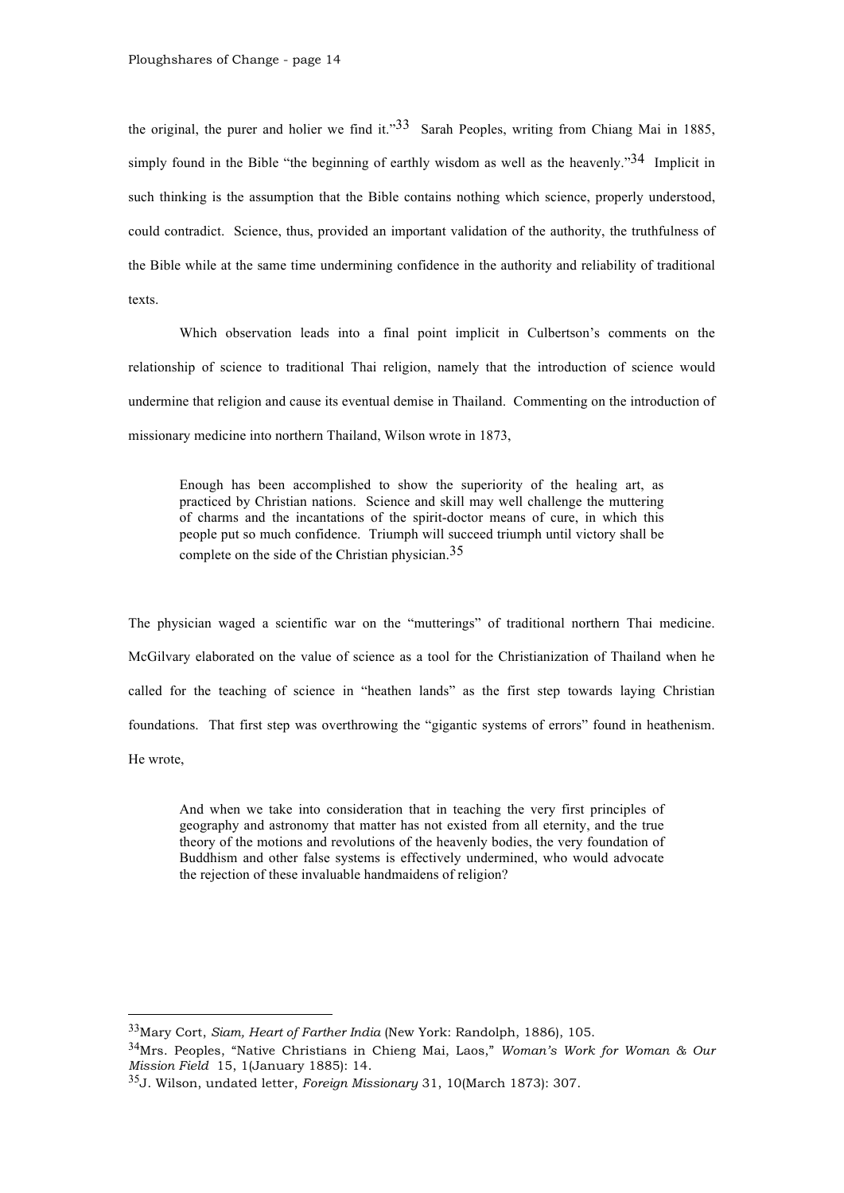the original, the purer and holier we find it."[33] Sarah Peoples, writing from Chiang Mai in 1885, simply found in the Bible "the beginning of earthly wisdom as well as the heavenly."[34] Implicit in such thinking is the assumption that the Bible contains nothing which science, properly understood, could contradict. Science, thus, provided an important validation of the authority, the truthfulness of the Bible while at the same time undermining confidence in the authority and reliability of traditional texts.

Which observation leads into a final point implicit in Culbertson's comments on the relationship of science to traditional Thai religion, namely that the introduction of science would undermine that religion and cause its eventual demise in Thailand. Commenting on the introduction of missionary medicine into northern Thailand, Wilson wrote in 1873,

> Enough has been accomplished to show the superiority of the healing art, as practiced by Christian nations. Science and skill may well challenge the muttering of charms and the incantations of the spirit-doctor means of cure, in which this people put so much confidence. Triumph will succeed triumph until victory shall be complete on the side of the Christian physician.[35]

The physician waged a scientific war on the "mutterings" of traditional northern Thai medicine. McGilvary elaborated on the value of science as a tool for the Christianization of Thailand when he called for the teaching of science in "heathen lands" as the first step towards laying Christian foundations. That first step was overthrowing the "gigantic systems of errors" found in heathenism. He wrote,

> And when we take into consideration that in teaching the very first principles of geography and astronomy that matter has not existed from all eternity, and the true theory of the motions and revolutions of the heavenly bodies, the very foundation of Buddhism and other false systems is effectively undermined, who would advocate the rejection of these invaluable handmaidens of religion?

---

[33] Mary Cort, *Siam, Heart of Farther India* (New York: Randolph, 1886), 105.

[34] Mrs. Peoples, "Native Christians in Chieng Mai, Laos," *Woman's Work for Woman & Our Mission Field* 15, 1(January 1885): 14.

[35] J. Wilson, undated letter, *Foreign Missionary* 31, 10(March 1873): 307.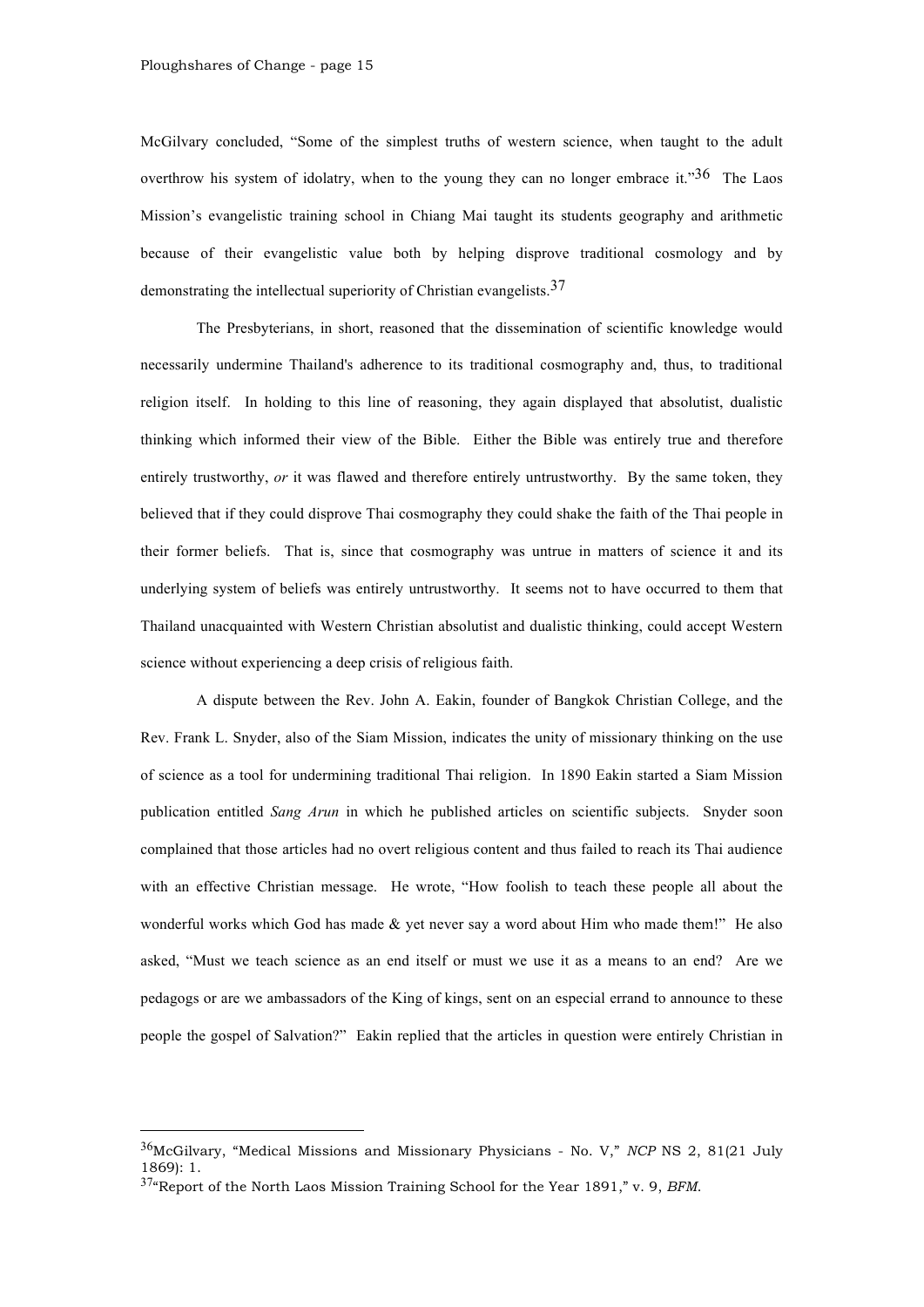McGilvary concluded, "Some of the simplest truths of western science, when taught to the adult overthrow his system of idolatry, when to the young they can no longer embrace it."[36] The Laos Mission's evangelistic training school in Chiang Mai taught its students geography and arithmetic because of their evangelistic value both by helping disprove traditional cosmology and by demonstrating the intellectual superiority of Christian evangelists.[37]

The Presbyterians, in short, reasoned that the dissemination of scientific knowledge would necessarily undermine Thailand's adherence to its traditional cosmography and, thus, to traditional religion itself. In holding to this line of reasoning, they again displayed that absolutist, dualistic thinking which informed their view of the Bible. Either the Bible was entirely true and therefore entirely trustworthy, *or* it was flawed and therefore entirely untrustworthy. By the same token, they believed that if they could disprove Thai cosmography they could shake the faith of the Thai people in their former beliefs. That is, since that cosmography was untrue in matters of science it and its underlying system of beliefs was entirely untrustworthy. It seems not to have occurred to them that Thailand unacquainted with Western Christian absolutist and dualistic thinking, could accept Western science without experiencing a deep crisis of religious faith.

A dispute between the Rev. John A. Eakin, founder of Bangkok Christian College, and the Rev. Frank L. Snyder, also of the Siam Mission, indicates the unity of missionary thinking on the use of science as a tool for undermining traditional Thai religion. In 1890 Eakin started a Siam Mission publication entitled *Sang Arun* in which he published articles on scientific subjects. Snyder soon complained that those articles had no overt religious content and thus failed to reach its Thai audience with an effective Christian message. He wrote, "How foolish to teach these people all about the wonderful works which God has made & yet never say a word about Him who made them!" He also asked, "Must we teach science as an end itself or must we use it as a means to an end? Are we pedagogs or are we ambassadors of the King of kings, sent on an especial errand to announce to these people the gospel of Salvation?" Eakin replied that the articles in question were entirely Christian in

---

[36] McGilvary, "Medical Missions and Missionary Physicians - No. V," *NCP* NS 2, 81(21 July 1869): 1.

[37] "Report of the North Laos Mission Training School for the Year 1891," v. 9, *BFM*.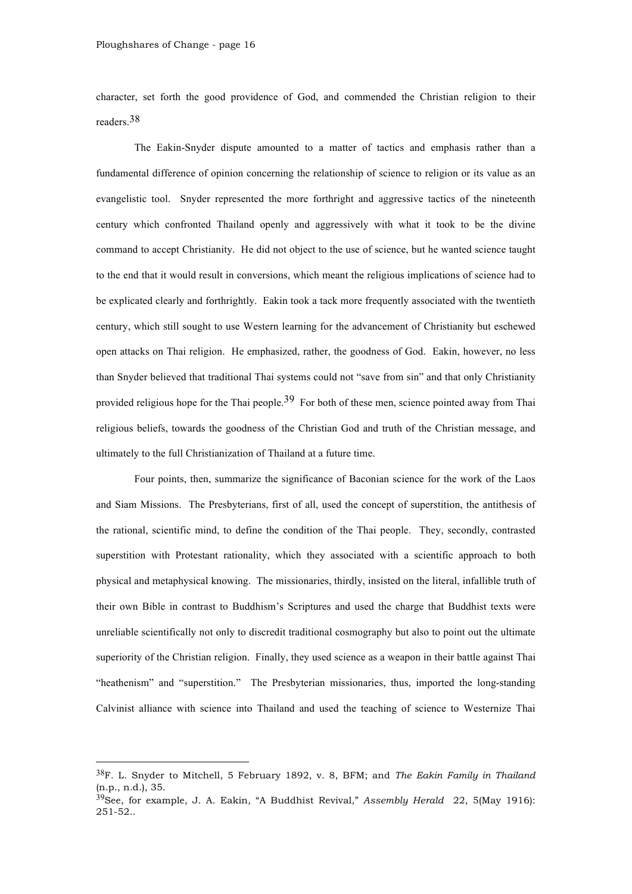character, set forth the good providence of God, and commended the Christian religion to their readers.[38]

The Eakin-Snyder dispute amounted to a matter of tactics and emphasis rather than a fundamental difference of opinion concerning the relationship of science to religion or its value as an evangelistic tool. Snyder represented the more forthright and aggressive tactics of the nineteenth century which confronted Thailand openly and aggressively with what it took to be the divine command to accept Christianity. He did not object to the use of science, but he wanted science taught to the end that it would result in conversions, which meant the religious implications of science had to be explicated clearly and forthrightly. Eakin took a tack more frequently associated with the twentieth century, which still sought to use Western learning for the advancement of Christianity but eschewed open attacks on Thai religion. He emphasized, rather, the goodness of God. Eakin, however, no less than Snyder believed that traditional Thai systems could not "save from sin" and that only Christianity provided religious hope for the Thai people.[39] For both of these men, science pointed away from Thai religious beliefs, towards the goodness of the Christian God and truth of the Christian message, and ultimately to the full Christianization of Thailand at a future time.

Four points, then, summarize the significance of Baconian science for the work of the Laos and Siam Missions. The Presbyterians, first of all, used the concept of superstition, the antithesis of the rational, scientific mind, to define the condition of the Thai people. They, secondly, contrasted superstition with Protestant rationality, which they associated with a scientific approach to both physical and metaphysical knowing. The missionaries, thirdly, insisted on the literal, infallible truth of their own Bible in contrast to Buddhism's Scriptures and used the charge that Buddhist texts were unreliable scientifically not only to discredit traditional cosmography but also to point out the ultimate superiority of the Christian religion. Finally, they used science as a weapon in their battle against Thai "heathenism" and "superstition." The Presbyterian missionaries, thus, imported the long-standing Calvinist alliance with science into Thailand and used the teaching of science to Westernize Thai

---

[38]F. L. Snyder to Mitchell, 5 February 1892, v. 8, BFM; and *The Eakin Family in Thailand* (n.p., n.d.), 35.

[39]See, for example, J. A. Eakin, "A Buddhist Revival," *Assembly Herald* 22, 5(May 1916): 251-52..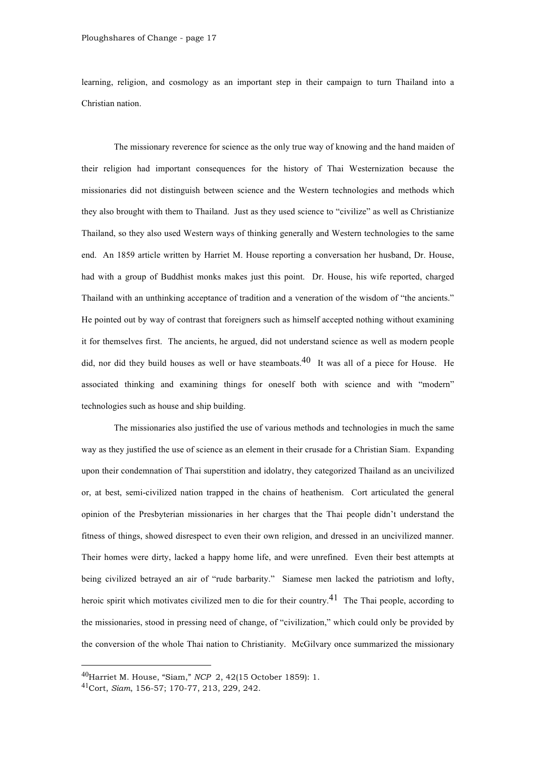learning, religion, and cosmology as an important step in their campaign to turn Thailand into a Christian nation.

The missionary reverence for science as the only true way of knowing and the hand maiden of their religion had important consequences for the history of Thai Westernization because the missionaries did not distinguish between science and the Western technologies and methods which they also brought with them to Thailand. Just as they used science to "civilize" as well as Christianize Thailand, so they also used Western ways of thinking generally and Western technologies to the same end. An 1859 article written by Harriet M. House reporting a conversation her husband, Dr. House, had with a group of Buddhist monks makes just this point. Dr. House, his wife reported, charged Thailand with an unthinking acceptance of tradition and a veneration of the wisdom of "the ancients." He pointed out by way of contrast that foreigners such as himself accepted nothing without examining it for themselves first. The ancients, he argued, did not understand science as well as modern people did, nor did they build houses as well or have steamboats.[40] It was all of a piece for House. He associated thinking and examining things for oneself both with science and with "modern" technologies such as house and ship building.

The missionaries also justified the use of various methods and technologies in much the same way as they justified the use of science as an element in their crusade for a Christian Siam. Expanding upon their condemnation of Thai superstition and idolatry, they categorized Thailand as an uncivilized or, at best, semi-civilized nation trapped in the chains of heathenism. Cort articulated the general opinion of the Presbyterian missionaries in her charges that the Thai people didn't understand the fitness of things, showed disrespect to even their own religion, and dressed in an uncivilized manner. Their homes were dirty, lacked a happy home life, and were unrefined. Even their best attempts at being civilized betrayed an air of "rude barbarity." Siamese men lacked the patriotism and lofty, heroic spirit which motivates civilized men to die for their country.[41] The Thai people, according to the missionaries, stood in pressing need of change, of "civilization," which could only be provided by the conversion of the whole Thai nation to Christianity. McGilvary once summarized the missionary

---

[40]Harriet M. House, "Siam," *NCP* 2, 42(15 October 1859): 1.

[41]Cort, *Siam*, 156-57; 170-77, 213, 229, 242.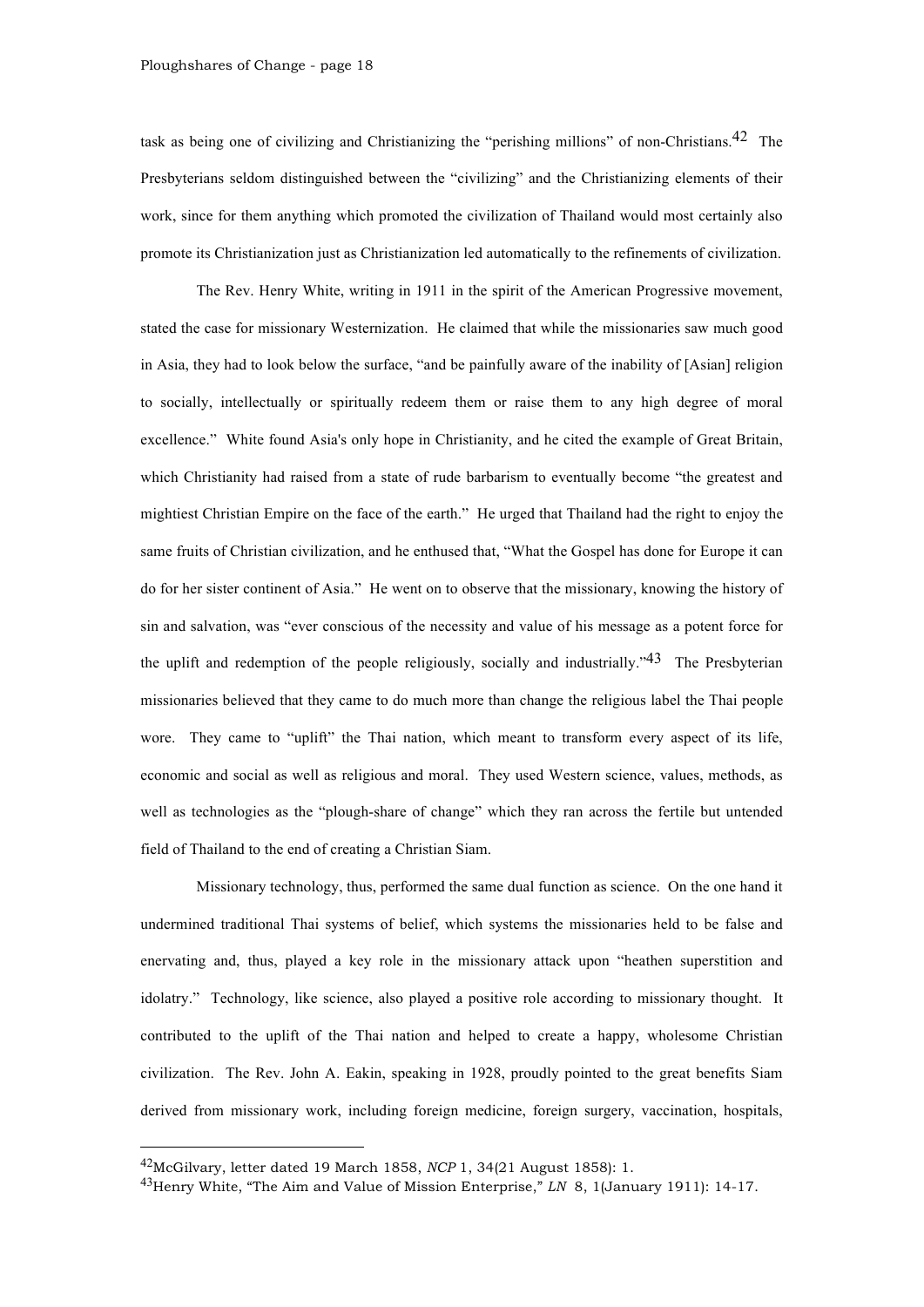task as being one of civilizing and Christianizing the "perishing millions" of non-Christians.[42] The Presbyterians seldom distinguished between the "civilizing" and the Christianizing elements of their work, since for them anything which promoted the civilization of Thailand would most certainly also promote its Christianization just as Christianization led automatically to the refinements of civilization.

The Rev. Henry White, writing in 1911 in the spirit of the American Progressive movement, stated the case for missionary Westernization. He claimed that while the missionaries saw much good in Asia, they had to look below the surface, "and be painfully aware of the inability of [Asian] religion to socially, intellectually or spiritually redeem them or raise them to any high degree of moral excellence." White found Asia's only hope in Christianity, and he cited the example of Great Britain, which Christianity had raised from a state of rude barbarism to eventually become "the greatest and mightiest Christian Empire on the face of the earth." He urged that Thailand had the right to enjoy the same fruits of Christian civilization, and he enthused that, "What the Gospel has done for Europe it can do for her sister continent of Asia." He went on to observe that the missionary, knowing the history of sin and salvation, was "ever conscious of the necessity and value of his message as a potent force for the uplift and redemption of the people religiously, socially and industrially."[43] The Presbyterian missionaries believed that they came to do much more than change the religious label the Thai people wore. They came to "uplift" the Thai nation, which meant to transform every aspect of its life, economic and social as well as religious and moral. They used Western science, values, methods, as well as technologies as the "plough-share of change" which they ran across the fertile but untended field of Thailand to the end of creating a Christian Siam.

Missionary technology, thus, performed the same dual function as science. On the one hand it undermined traditional Thai systems of belief, which systems the missionaries held to be false and enervating and, thus, played a key role in the missionary attack upon "heathen superstition and idolatry." Technology, like science, also played a positive role according to missionary thought. It contributed to the uplift of the Thai nation and helped to create a happy, wholesome Christian civilization. The Rev. John A. Eakin, speaking in 1928, proudly pointed to the great benefits Siam derived from missionary work, including foreign medicine, foreign surgery, vaccination, hospitals,

---

[42] McGilvary, letter dated 19 March 1858, *NCP* 1, 34(21 August 1858): 1.

[43] Henry White, "The Aim and Value of Mission Enterprise," *LN* 8, 1(January 1911): 14-17.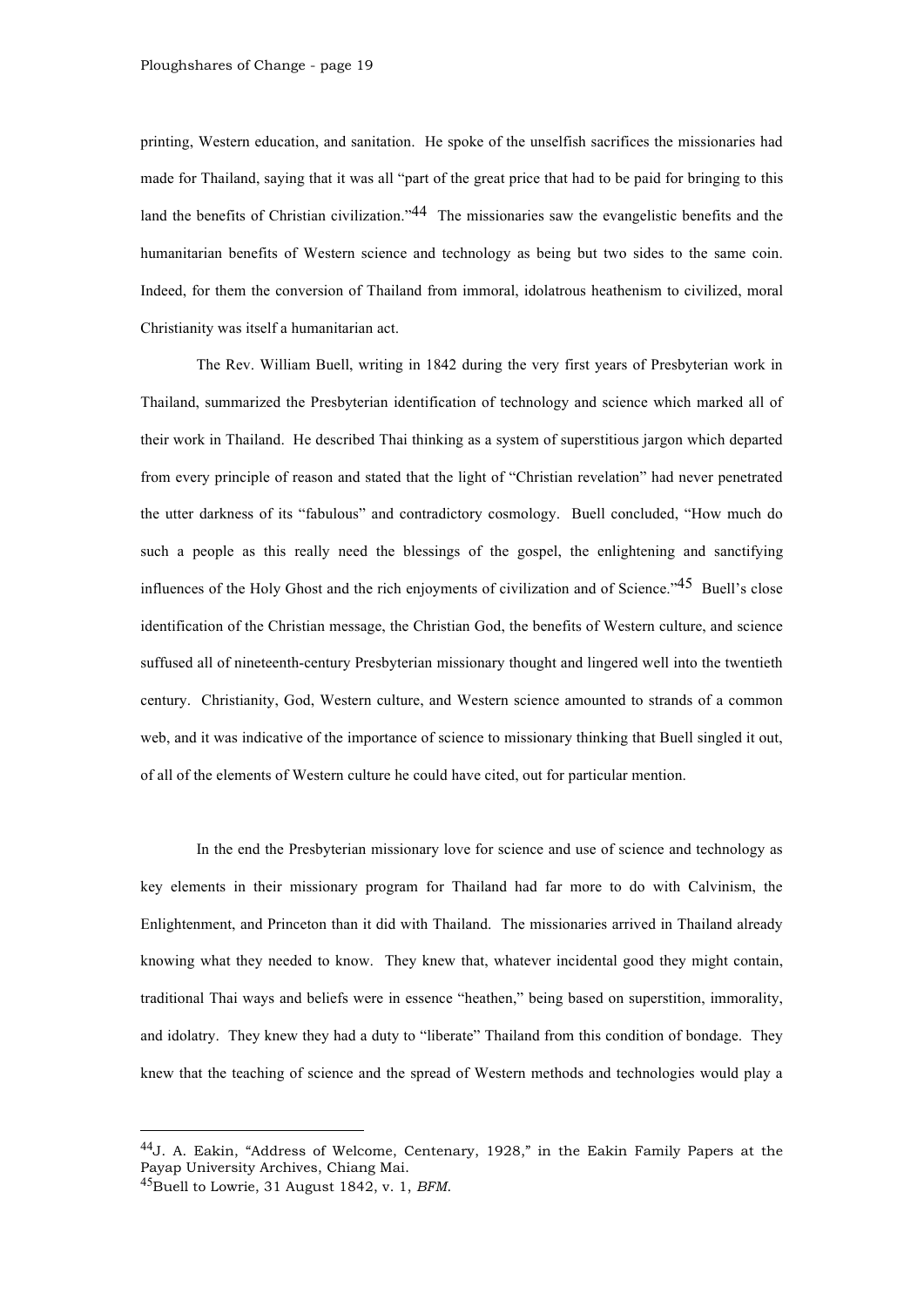printing, Western education, and sanitation. He spoke of the unselfish sacrifices the missionaries had made for Thailand, saying that it was all "part of the great price that had to be paid for bringing to this land the benefits of Christian civilization."[44] The missionaries saw the evangelistic benefits and the humanitarian benefits of Western science and technology as being but two sides to the same coin. Indeed, for them the conversion of Thailand from immoral, idolatrous heathenism to civilized, moral Christianity was itself a humanitarian act.

The Rev. William Buell, writing in 1842 during the very first years of Presbyterian work in Thailand, summarized the Presbyterian identification of technology and science which marked all of their work in Thailand. He described Thai thinking as a system of superstitious jargon which departed from every principle of reason and stated that the light of "Christian revelation" had never penetrated the utter darkness of its "fabulous" and contradictory cosmology. Buell concluded, "How much do such a people as this really need the blessings of the gospel, the enlightening and sanctifying influences of the Holy Ghost and the rich enjoyments of civilization and of Science."[45] Buell's close identification of the Christian message, the Christian God, the benefits of Western culture, and science suffused all of nineteenth-century Presbyterian missionary thought and lingered well into the twentieth century. Christianity, God, Western culture, and Western science amounted to strands of a common web, and it was indicative of the importance of science to missionary thinking that Buell singled it out, of all of the elements of Western culture he could have cited, out for particular mention.

In the end the Presbyterian missionary love for science and use of science and technology as key elements in their missionary program for Thailand had far more to do with Calvinism, the Enlightenment, and Princeton than it did with Thailand. The missionaries arrived in Thailand already knowing what they needed to know. They knew that, whatever incidental good they might contain, traditional Thai ways and beliefs were in essence "heathen," being based on superstition, immorality, and idolatry. They knew they had a duty to "liberate" Thailand from this condition of bondage. They knew that the teaching of science and the spread of Western methods and technologies would play a

---

[44] J. A. Eakin, "Address of Welcome, Centenary, 1928," in the Eakin Family Papers at the Payap University Archives, Chiang Mai.

[45] Buell to Lowrie, 31 August 1842, v. 1, *BFM*.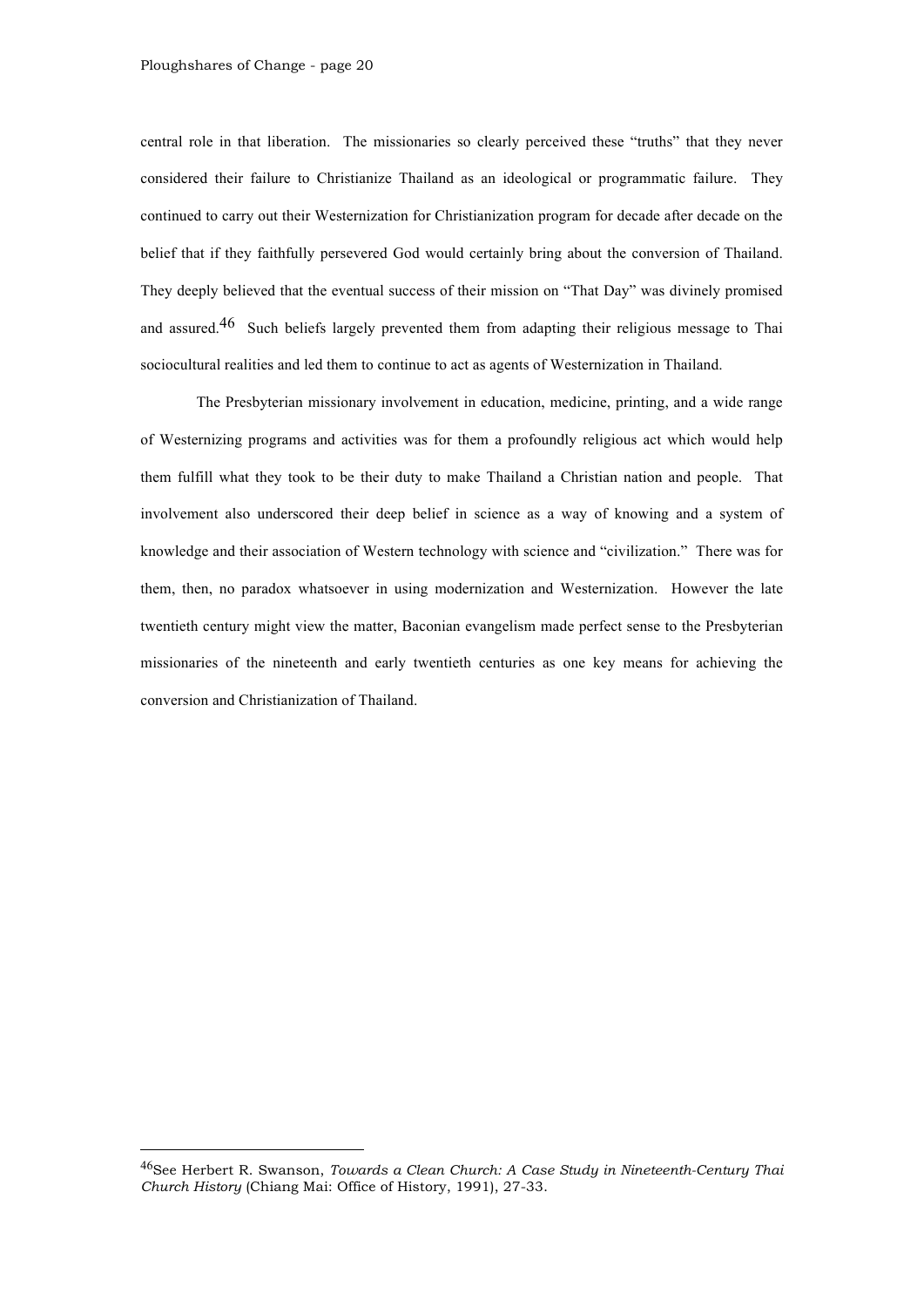central role in that liberation. The missionaries so clearly perceived these "truths" that they never considered their failure to Christianize Thailand as an ideological or programmatic failure. They continued to carry out their Westernization for Christianization program for decade after decade on the belief that if they faithfully persevered God would certainly bring about the conversion of Thailand. They deeply believed that the eventual success of their mission on "That Day" was divinely promised and assured.[46] Such beliefs largely prevented them from adapting their religious message to Thai sociocultural realities and led them to continue to act as agents of Westernization in Thailand.

The Presbyterian missionary involvement in education, medicine, printing, and a wide range of Westernizing programs and activities was for them a profoundly religious act which would help them fulfill what they took to be their duty to make Thailand a Christian nation and people. That involvement also underscored their deep belief in science as a way of knowing and a system of knowledge and their association of Western technology with science and "civilization." There was for them, then, no paradox whatsoever in using modernization and Westernization. However the late twentieth century might view the matter, Baconian evangelism made perfect sense to the Presbyterian missionaries of the nineteenth and early twentieth centuries as one key means for achieving the conversion and Christianization of Thailand.

---

[46] See Herbert R. Swanson, *Towards a Clean Church: A Case Study in Nineteenth-Century Thai Church History* (Chiang Mai: Office of History, 1991), 27-33.